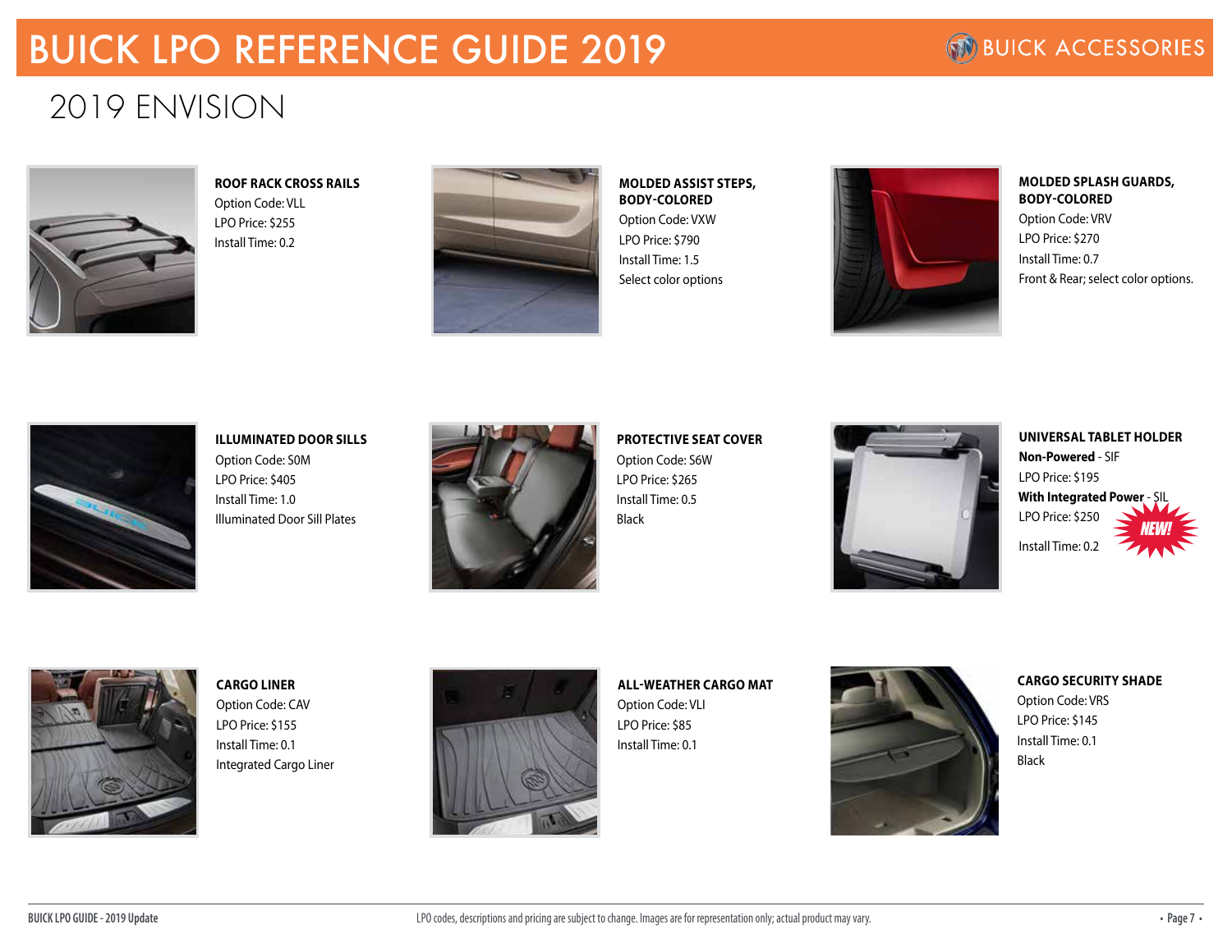# BUICK LPO REFERENCE GUIDE 2019

BUICK ACCESSORIES

## 2019 ENVISION

**ROOF RACK CROSS RAILS**
Option Code: VLL
LPO Price: $255
Install Time: 0.2

**MOLDED ASSIST STEPS, BODY-COLORED**
Option Code: VXW
LPO Price: $790
Install Time: 1.5
Select color options

**MOLDED SPLASH GUARDS, BODY-COLORED**
Option Code: VRV
LPO Price: $270
Install Time: 0.7
Front & Rear; select color options.

**ILLUMINATED DOOR SILLS**
Option Code: S0M
LPO Price: $405
Install Time: 1.0
Illuminated Door Sill Plates

**PROTECTIVE SEAT COVER**
Option Code: S6W
LPO Price: $265
Install Time: 0.5
Black

**UNIVERSAL TABLET HOLDER**
**Non-Powered** - SIF
LPO Price: $195
**With Integrated Power** - SIL
LPO Price: $250
NEW!
Install Time: 0.2

**CARGO LINER**
Option Code: CAV
LPO Price: $155
Install Time: 0.1
Integrated Cargo Liner

**ALL-WEATHER CARGO MAT**
Option Code: VLI
LPO Price: $85
Install Time: 0.1

**CARGO SECURITY SHADE**
Option Code: VRS
LPO Price: $145
Install Time: 0.1
Black

LPO codes, descriptions and pricing are subject to change. Images are for representation only; actual product may vary.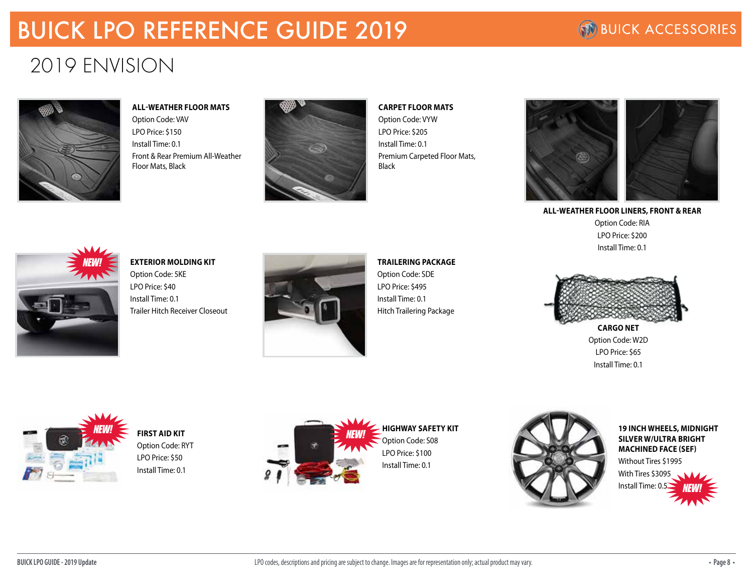# BUICK LPO REFERENCE GUIDE 2019

BUICK ACCESSORIES

## 2019 ENVISION

**ALL-WEATHER FLOOR MATS**
Option Code: VAV
LPO Price: $150
Install Time: 0.1
Front & Rear Premium All-Weather Floor Mats, Black

**CARPET FLOOR MATS**
Option Code: VYW
LPO Price: $205
Install Time: 0.1
Premium Carpeted Floor Mats, Black

**ALL-WEATHER FLOOR LINERS, FRONT & REAR**
Option Code: RIA
LPO Price: $200
Install Time: 0.1

NEW!

**EXTERIOR MOLDING KIT**
Option Code: 5KE
LPO Price: $40
Install Time: 0.1
Trailer Hitch Receiver Closeout

**TRAILERING PACKAGE**
Option Code: SDE
LPO Price: $495
Install Time: 0.1
Hitch Trailering Package

**CARGO NET**
Option Code: W2D
LPO Price: $65
Install Time: 0.1

NEW!

**FIRST AID KIT**
Option Code: RYT
LPO Price: $50
Install Time: 0.1

NEW!

**HIGHWAY SAFETY KIT**
Option Code: S08
LPO Price: $100
Install Time: 0.1

**19 INCH WHEELS, MIDNIGHT SILVER W/ULTRA BRIGHT MACHINED FACE (SEF)**
Without Tires $1995
With Tires $3095
Install Time: 0.5

NEW!

LPO codes, descriptions and pricing are subject to change. Images are for representation only; actual product may vary.